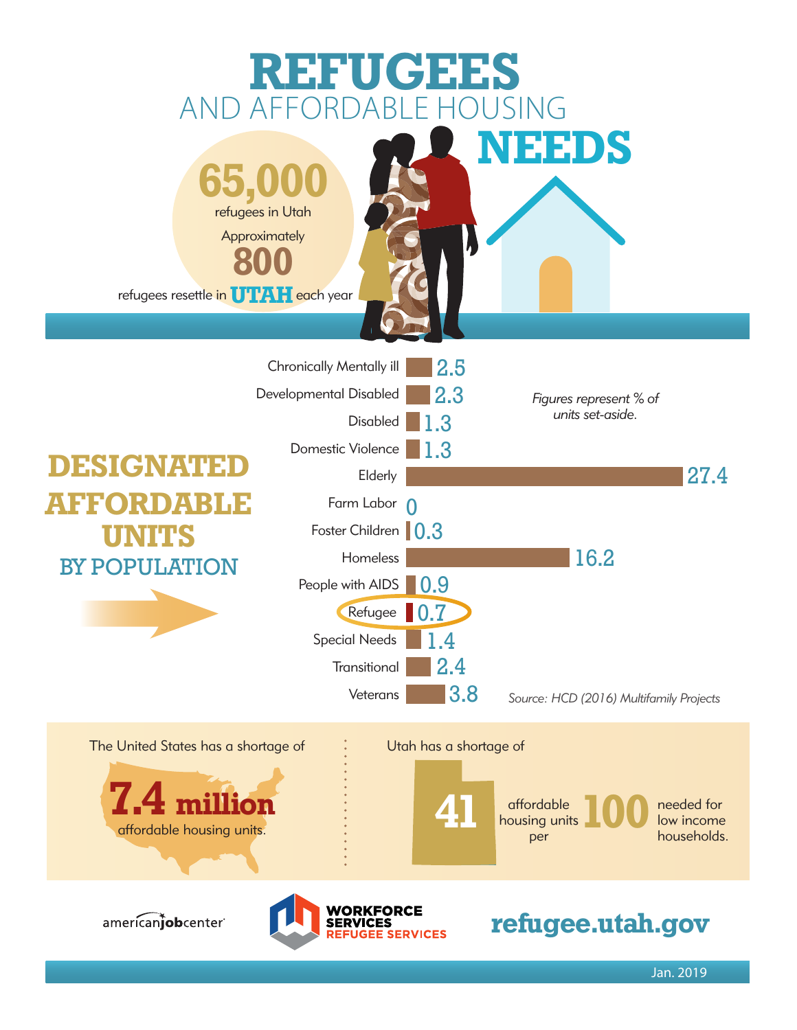# REFUGEES
## AND AFFORDABLE HOUSING
# NEEDS

**65,000** refugees in Utah

Approximately **800** refugees resettle in **UTAH** each year

## DESIGNATED AFFORDABLE UNITS BY POPULATION

*Figures represent % of units set-aside.*

| Population | % |
|---|---|
| Chronically Mentally ill | 2.5 |
| Developmental Disabled | 2.3 |
| Disabled | 1.3 |
| Domestic Violence | 1.3 |
| Elderly | 27.4 |
| Farm Labor | 0 |
| Foster Children | 0.3 |
| Homeless | 16.2 |
| People with AIDS | 0.9 |
| Refugee | 0.7 |
| Special Needs | 1.4 |
| Transitional | 2.4 |
| Veterans | 3.8 |

*Source: HCD (2016) Multifamily Projects*

The United States has a shortage of **7.4 million** affordable housing units.

Utah has a shortage of **41** affordable housing units per **100** needed for low income households.

americanjobcenter

WORKFORCE SERVICES REFUGEE SERVICES

**refugee.utah.gov**

Jan. 2019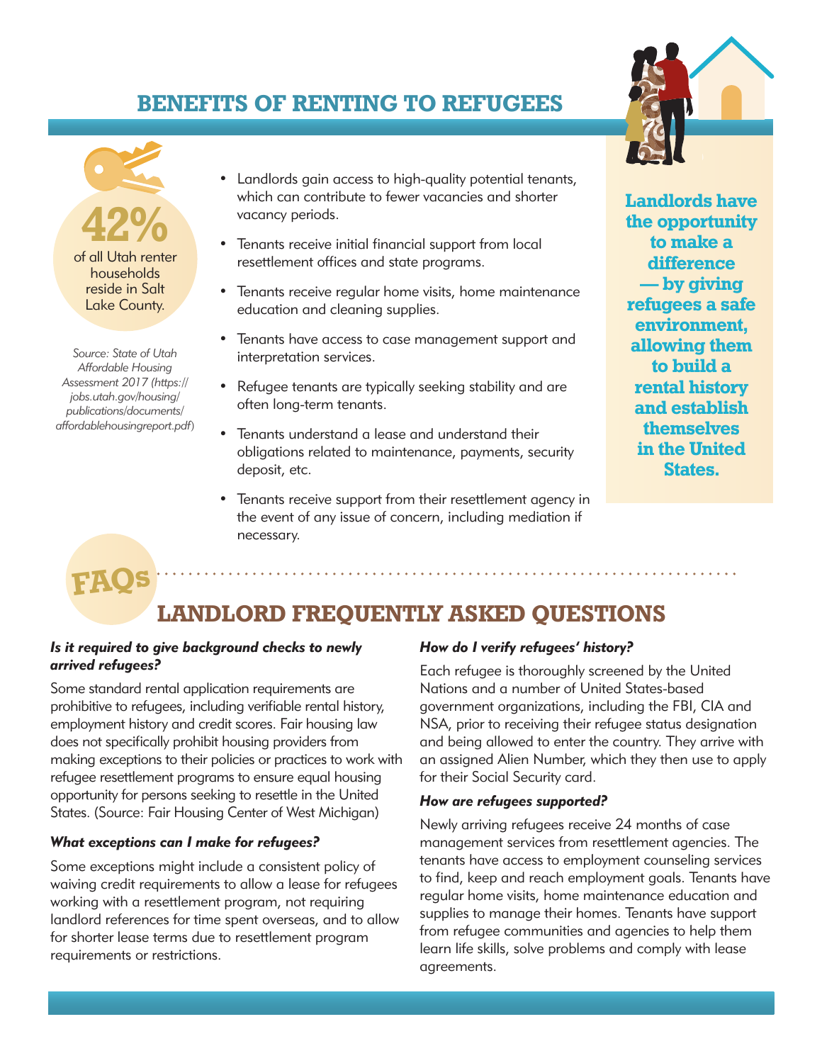# BENEFITS OF RENTING TO REFUGEES

**42%**

of all Utah renter households reside in Salt Lake County.

*Source: State of Utah Affordable Housing Assessment 2017 (https://jobs.utah.gov/housing/publications/documents/affordablehousingreport.pdf)*

- Landlords gain access to high-quality potential tenants, which can contribute to fewer vacancies and shorter vacancy periods.
- Tenants receive initial financial support from local resettlement offices and state programs.
- Tenants receive regular home visits, home maintenance education and cleaning supplies.
- Tenants have access to case management support and interpretation services.
- Refugee tenants are typically seeking stability and are often long-term tenants.
- Tenants understand a lease and understand their obligations related to maintenance, payments, security deposit, etc.
- Tenants receive support from their resettlement agency in the event of any issue of concern, including mediation if necessary.

**Landlords have the opportunity to make a difference — by giving refugees a safe environment, allowing them to build a rental history and establish themselves in the United States.**

FAQs

## LANDLORD FREQUENTLY ASKED QUESTIONS

***Is it required to give background checks to newly arrived refugees?***

Some standard rental application requirements are prohibitive to refugees, including verifiable rental history, employment history and credit scores. Fair housing law does not specifically prohibit housing providers from making exceptions to their policies or practices to work with refugee resettlement programs to ensure equal housing opportunity for persons seeking to resettle in the United States. (Source: Fair Housing Center of West Michigan)

***What exceptions can I make for refugees?***

Some exceptions might include a consistent policy of waiving credit requirements to allow a lease for refugees working with a resettlement program, not requiring landlord references for time spent overseas, and to allow for shorter lease terms due to resettlement program requirements or restrictions.

***How do I verify refugees' history?***

Each refugee is thoroughly screened by the United Nations and a number of United States-based government organizations, including the FBI, CIA and NSA, prior to receiving their refugee status designation and being allowed to enter the country. They arrive with an assigned Alien Number, which they then use to apply for their Social Security card.

***How are refugees supported?***

Newly arriving refugees receive 24 months of case management services from resettlement agencies. The tenants have access to employment counseling services to find, keep and reach employment goals. Tenants have regular home visits, home maintenance education and supplies to manage their homes. Tenants have support from refugee communities and agencies to help them learn life skills, solve problems and comply with lease agreements.